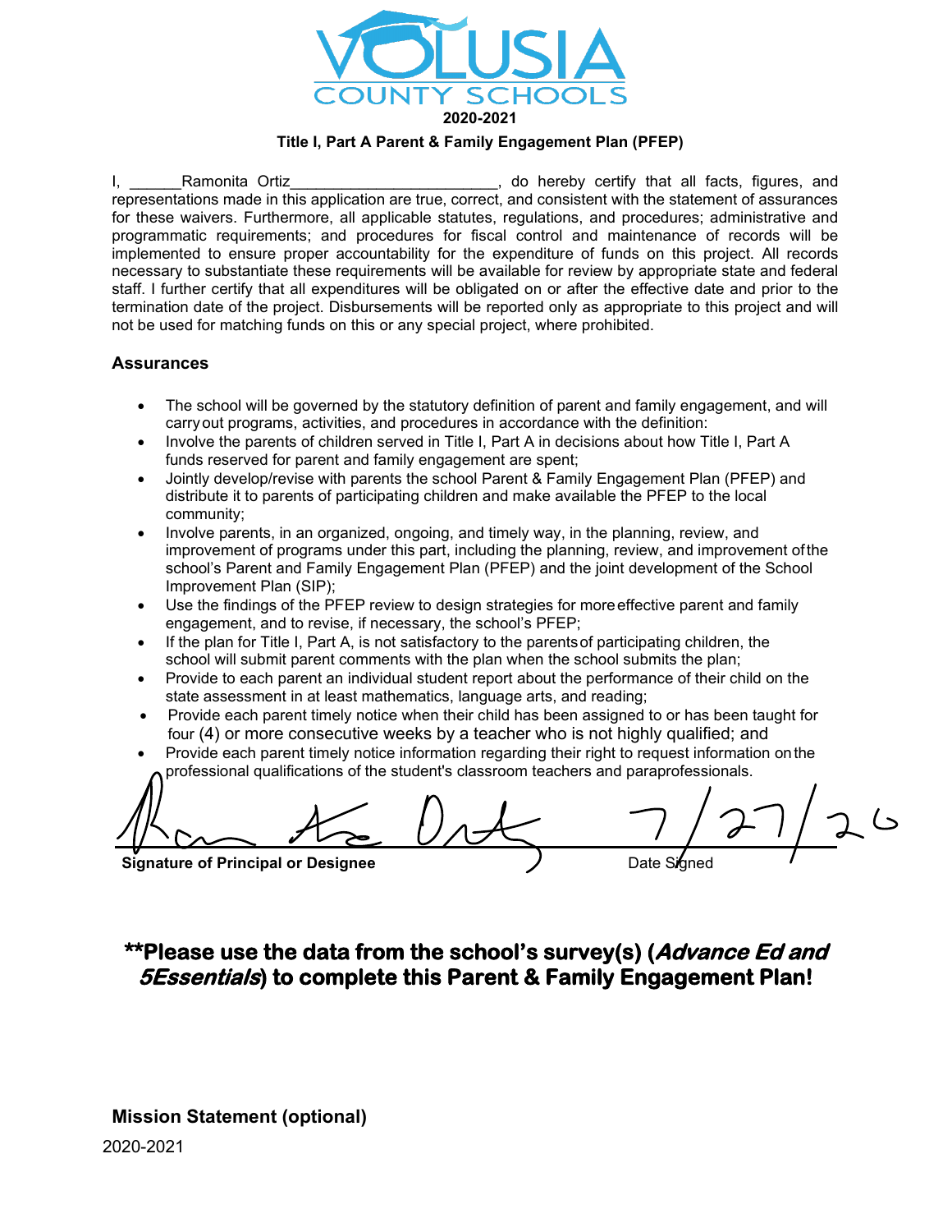# VOLUSIA COUNTY SCHOOLS

**2020-2021**

**Title I, Part A Parent & Family Engagement Plan (PFEP)**

I, ______Ramonita Ortiz________________________, do hereby certify that all facts, figures, and representations made in this application are true, correct, and consistent with the statement of assurances for these waivers. Furthermore, all applicable statutes, regulations, and procedures; administrative and programmatic requirements; and procedures for fiscal control and maintenance of records will be implemented to ensure proper accountability for the expenditure of funds on this project. All records necessary to substantiate these requirements will be available for review by appropriate state and federal staff. I further certify that all expenditures will be obligated on or after the effective date and prior to the termination date of the project. Disbursements will be reported only as appropriate to this project and will not be used for matching funds on this or any special project, where prohibited.

### Assurances

- The school will be governed by the statutory definition of parent and family engagement, and will carry out programs, activities, and procedures in accordance with the definition:
- Involve the parents of children served in Title I, Part A in decisions about how Title I, Part A funds reserved for parent and family engagement are spent;
- Jointly develop/revise with parents the school Parent & Family Engagement Plan (PFEP) and distribute it to parents of participating children and make available the PFEP to the local community;
- Involve parents, in an organized, ongoing, and timely way, in the planning, review, and improvement of programs under this part, including the planning, review, and improvement of the school's Parent and Family Engagement Plan (PFEP) and the joint development of the School Improvement Plan (SIP);
- Use the findings of the PFEP review to design strategies for more effective parent and family engagement, and to revise, if necessary, the school's PFEP;
- If the plan for Title I, Part A, is not satisfactory to the parents of participating children, the school will submit parent comments with the plan when the school submits the plan;
- Provide to each parent an individual student report about the performance of their child on the state assessment in at least mathematics, language arts, and reading;
- Provide each parent timely notice when their child has been assigned to or has been taught for four (4) or more consecutive weeks by a teacher who is not highly qualified; and
- Provide each parent timely notice information regarding their right to request information on the professional qualifications of the student's classroom teachers and paraprofessionals.

Ramonita Ortiz 7/27/20

**Signature of Principal or Designee** Date Signed

## **Please use the data from the school's survey(s) (*Advance Ed and 5Essentials*) to complete this Parent & Family Engagement Plan!

### Mission Statement (optional)

2020-2021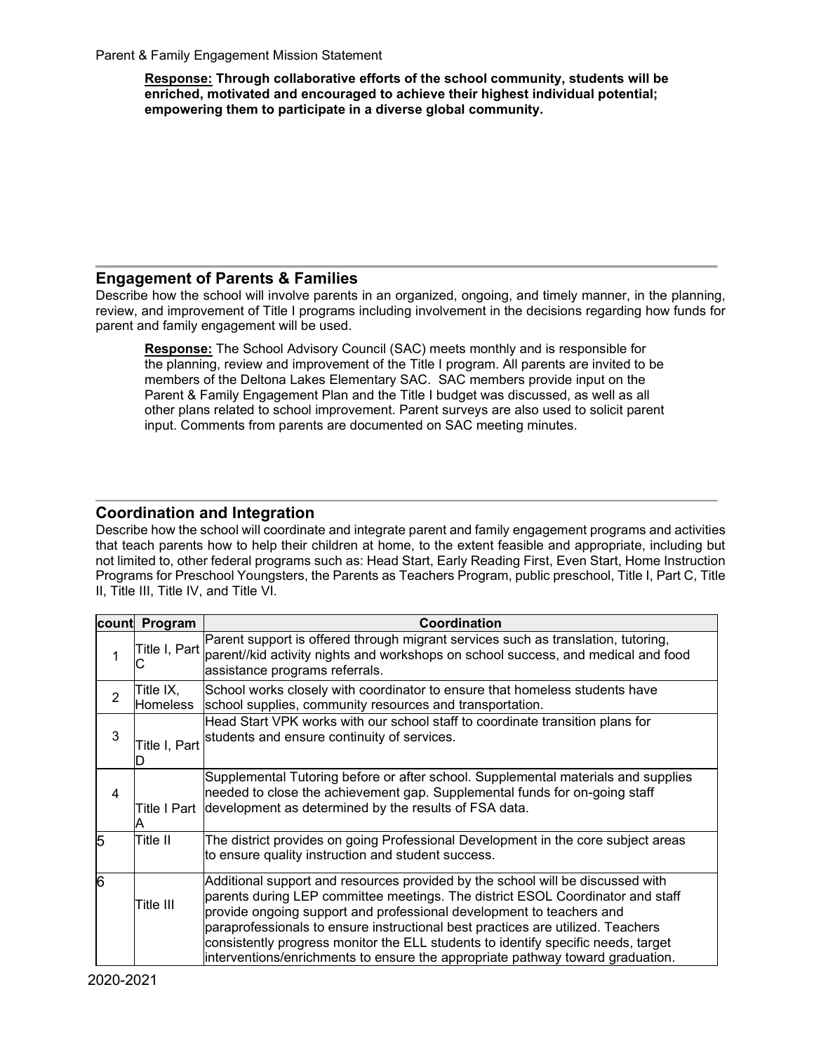Parent & Family Engagement Mission Statement

**Response: Through collaborative efforts of the school community, students will be enriched, motivated and encouraged to achieve their highest individual potential; empowering them to participate in a diverse global community.**

## Engagement of Parents & Families

Describe how the school will involve parents in an organized, ongoing, and timely manner, in the planning, review, and improvement of Title I programs including involvement in the decisions regarding how funds for parent and family engagement will be used.

**Response:** The School Advisory Council (SAC) meets monthly and is responsible for the planning, review and improvement of the Title I program. All parents are invited to be members of the Deltona Lakes Elementary SAC. SAC members provide input on the Parent & Family Engagement Plan and the Title I budget was discussed, as well as all other plans related to school improvement. Parent surveys are also used to solicit parent input. Comments from parents are documented on SAC meeting minutes.

## Coordination and Integration

Describe how the school will coordinate and integrate parent and family engagement programs and activities that teach parents how to help their children at home, to the extent feasible and appropriate, including but not limited to, other federal programs such as: Head Start, Early Reading First, Even Start, Home Instruction Programs for Preschool Youngsters, the Parents as Teachers Program, public preschool, Title I, Part C, Title II, Title III, Title IV, and Title VI.

| count | Program | Coordination |
|---|---|---|
| 1 | Title I, Part C | Parent support is offered through migrant services such as translation, tutoring, parent//kid activity nights and workshops on school success, and medical and food assistance programs referrals. |
| 2 | Title IX, Homeless | School works closely with coordinator to ensure that homeless students have school supplies, community resources and transportation. |
| 3 | Title I, Part D | Head Start VPK works with our school staff to coordinate transition plans for students and ensure continuity of services. |
| 4 | Title I Part A | Supplemental Tutoring before or after school. Supplemental materials and supplies needed to close the achievement gap. Supplemental funds for on-going staff development as determined by the results of FSA data. |
| 5 | Title II | The district provides on going Professional Development in the core subject areas to ensure quality instruction and student success. |
| 6 | Title III | Additional support and resources provided by the school will be discussed with parents during LEP committee meetings. The district ESOL Coordinator and staff provide ongoing support and professional development to teachers and paraprofessionals to ensure instructional best practices are utilized. Teachers consistently progress monitor the ELL students to identify specific needs, target interventions/enrichments to ensure the appropriate pathway toward graduation. |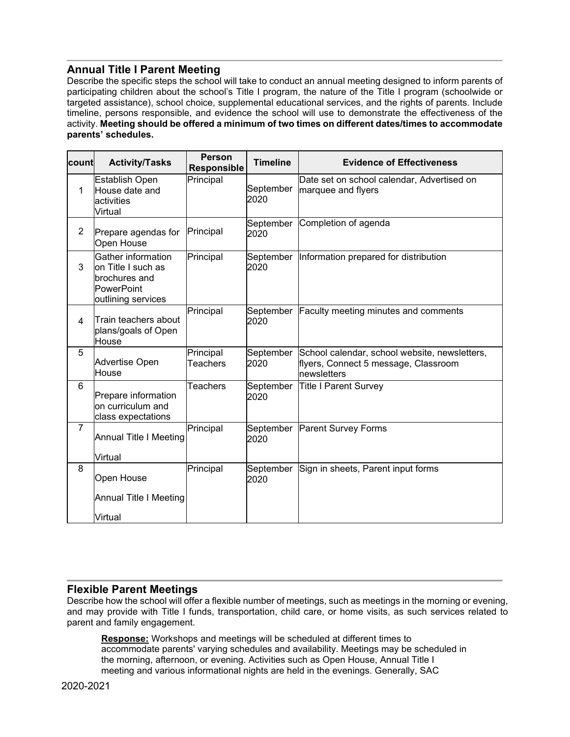## Annual Title I Parent Meeting

Describe the specific steps the school will take to conduct an annual meeting designed to inform parents of participating children about the school's Title I program, the nature of the Title I program (schoolwide or targeted assistance), school choice, supplemental educational services, and the rights of parents. Include timeline, persons responsible, and evidence the school will use to demonstrate the effectiveness of the activity. **Meeting should be offered a minimum of two times on different dates/times to accommodate parents' schedules.**

| count | Activity/Tasks | Person Responsible | Timeline | Evidence of Effectiveness |
|---|---|---|---|---|
| 1 | Establish Open House date and activities Virtual | Principal | September 2020 | Date set on school calendar, Advertised on marquee and flyers |
| 2 | Prepare agendas for Open House | Principal | September 2020 | Completion of agenda |
| 3 | Gather information on Title I such as brochures and PowerPoint outlining services | Principal | September 2020 | Information prepared for distribution |
| 4 | Train teachers about plans/goals of Open House | Principal | September 2020 | Faculty meeting minutes and comments |
| 5 | Advertise Open House | Principal Teachers | September 2020 | School calendar, school website, newsletters, flyers, Connect 5 message, Classroom newsletters |
| 6 | Prepare information on curriculum and class expectations | Teachers | September 2020 | Title I Parent Survey |
| 7 | Annual Title I Meeting Virtual | Principal | September 2020 | Parent Survey Forms |
| 8 | Open House Annual Title I Meeting Virtual | Principal | September 2020 | Sign in sheets, Parent input forms |

## Flexible Parent Meetings

Describe how the school will offer a flexible number of meetings, such as meetings in the morning or evening, and may provide with Title I funds, transportation, child care, or home visits, as such services related to parent and family engagement.

**Response:** Workshops and meetings will be scheduled at different times to accommodate parents' varying schedules and availability. Meetings may be scheduled in the morning, afternoon, or evening. Activities such as Open House, Annual Title I meeting and various informational nights are held in the evenings. Generally, SAC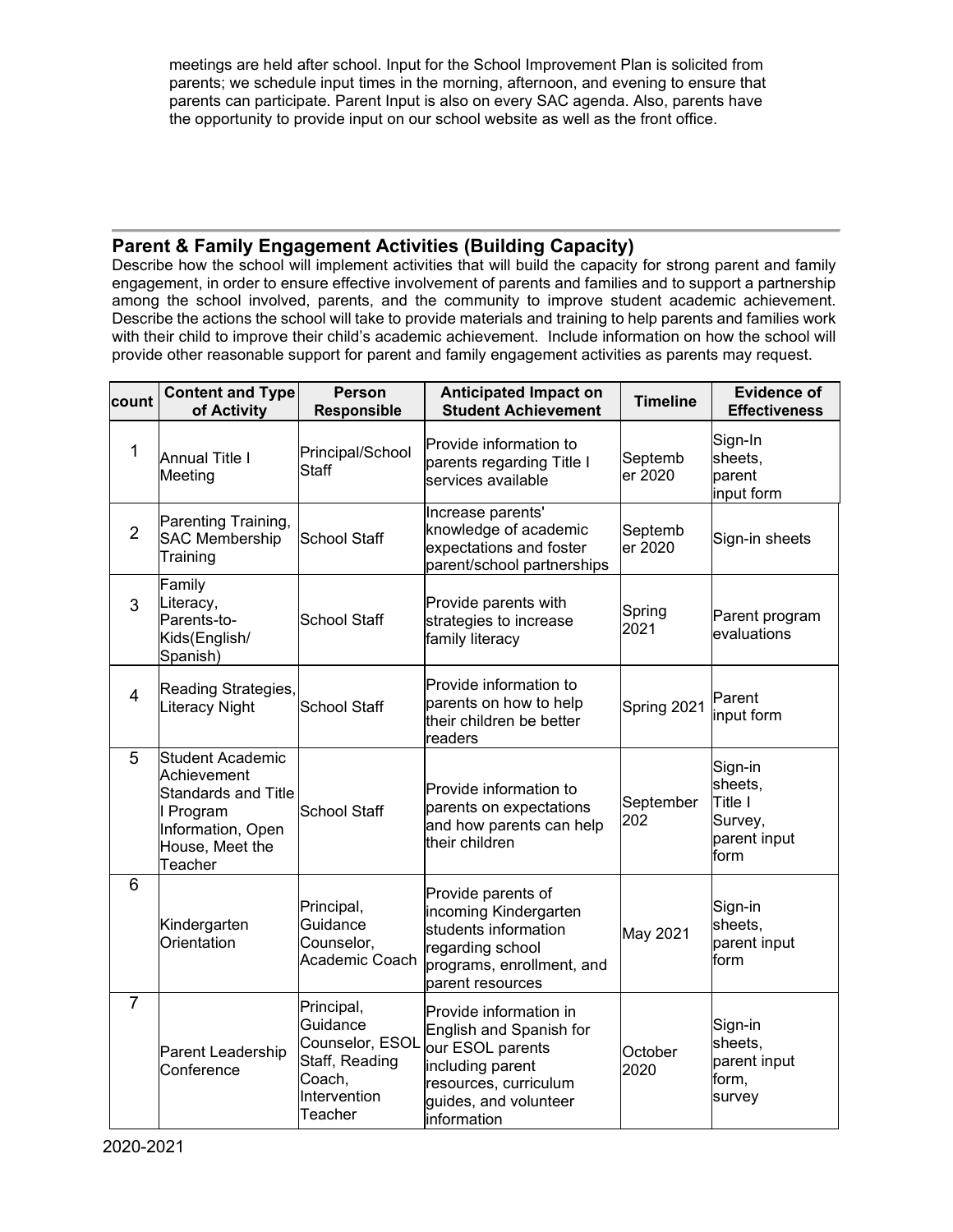meetings are held after school. Input for the School Improvement Plan is solicited from parents; we schedule input times in the morning, afternoon, and evening to ensure that parents can participate. Parent Input is also on every SAC agenda. Also, parents have the opportunity to provide input on our school website as well as the front office.

## Parent & Family Engagement Activities (Building Capacity)

Describe how the school will implement activities that will build the capacity for strong parent and family engagement, in order to ensure effective involvement of parents and families and to support a partnership among the school involved, parents, and the community to improve student academic achievement. Describe the actions the school will take to provide materials and training to help parents and families work with their child to improve their child's academic achievement. Include information on how the school will provide other reasonable support for parent and family engagement activities as parents may request.

| count | Content and Type of Activity | Person Responsible | Anticipated Impact on Student Achievement | Timeline | Evidence of Effectiveness |
|---|---|---|---|---|---|
| 1 | Annual Title I Meeting | Principal/School Staff | Provide information to parents regarding Title I services available | September 2020 | Sign-In sheets, parent input form |
| 2 | Parenting Training, SAC Membership Training | School Staff | Increase parents' knowledge of academic expectations and foster parent/school partnerships | September 2020 | Sign-in sheets |
| 3 | Family Literacy, Parents-to-Kids(English/ Spanish) | School Staff | Provide parents with strategies to increase family literacy | Spring 2021 | Parent program evaluations |
| 4 | Reading Strategies, Literacy Night | School Staff | Provide information to parents on how to help their children be better readers | Spring 2021 | Parent input form |
| 5 | Student Academic Achievement Standards and Title I Program Information, Open House, Meet the Teacher | School Staff | Provide information to parents on expectations and how parents can help their children | September 202 | Sign-in sheets, Title I Survey, parent input form |
| 6 | Kindergarten Orientation | Principal, Guidance Counselor, Academic Coach | Provide parents of incoming Kindergarten students information regarding school programs, enrollment, and parent resources | May 2021 | Sign-in sheets, parent input form |
| 7 | Parent Leadership Conference | Principal, Guidance Counselor, ESOL Staff, Reading Coach, Intervention Teacher | Provide information in English and Spanish for our ESOL parents including parent resources, curriculum guides, and volunteer information | October 2020 | Sign-in sheets, parent input form, survey |

2020-2021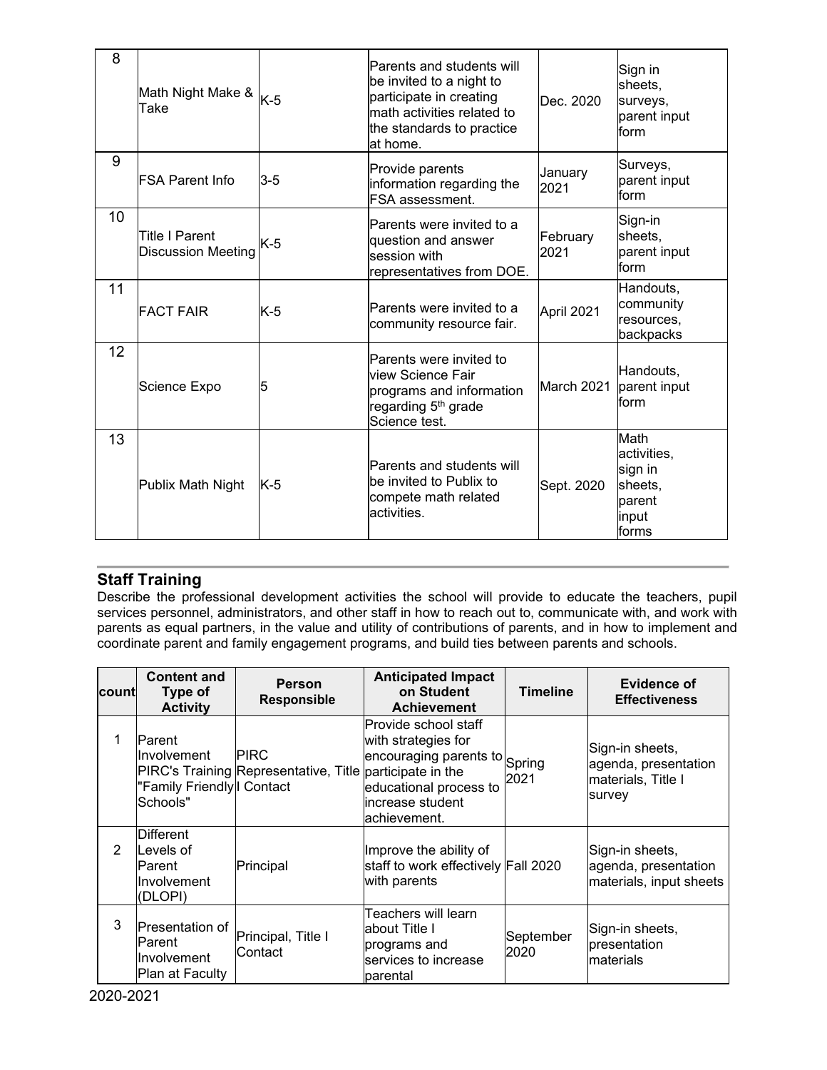| | | | | | |
|---|---|---|---|---|---|
| 8 | Math Night Make & Take | K-5 | Parents and students will be invited to a night to participate in creating math activities related to the standards to practice at home. | Dec. 2020 | Sign in sheets, surveys, parent input form |
| 9 | FSA Parent Info | 3-5 | Provide parents information regarding the FSA assessment. | January 2021 | Surveys, parent input form |
| 10 | Title I Parent Discussion Meeting | K-5 | Parents were invited to a question and answer session with representatives from DOE. | February 2021 | Sign-in sheets, parent input form |
| 11 | FACT FAIR | K-5 | Parents were invited to a community resource fair. | April 2021 | Handouts, community resources, backpacks |
| 12 | Science Expo | 5 | Parents were invited to view Science Fair programs and information regarding 5th grade Science test. | March 2021 | Handouts, parent input form |
| 13 | Publix Math Night | K-5 | Parents and students will be invited to Publix to compete math related activities. | Sept. 2020 | Math activities, sign in sheets, parent input forms |

## Staff Training

Describe the professional development activities the school will provide to educate the teachers, pupil services personnel, administrators, and other staff in how to reach out to, communicate with, and work with parents as equal partners, in the value and utility of contributions of parents, and in how to implement and coordinate parent and family engagement programs, and build ties between parents and schools.

| count | Content and Type of Activity | Person Responsible | Anticipated Impact on Student Achievement | Timeline | Evidence of Effectiveness |
|---|---|---|---|---|---|
| 1 | Parent Involvement PIRC's Training "Family Friendly Schools" | PIRC Representative, Title I Contact | Provide school staff with strategies for encouraging parents to participate in the educational process to increase student achievement. | Spring 2021 | Sign-in sheets, agenda, presentation materials, Title I survey |
| 2 | Different Levels of Parent Involvement (DLOPI) | Principal | Improve the ability of staff to work effectively with parents | Fall 2020 | Sign-in sheets, agenda, presentation materials, input sheets |
| 3 | Presentation of Parent Involvement Plan at Faculty | Principal, Title I Contact | Teachers will learn about Title I programs and services to increase parental | September 2020 | Sign-in sheets, presentation materials |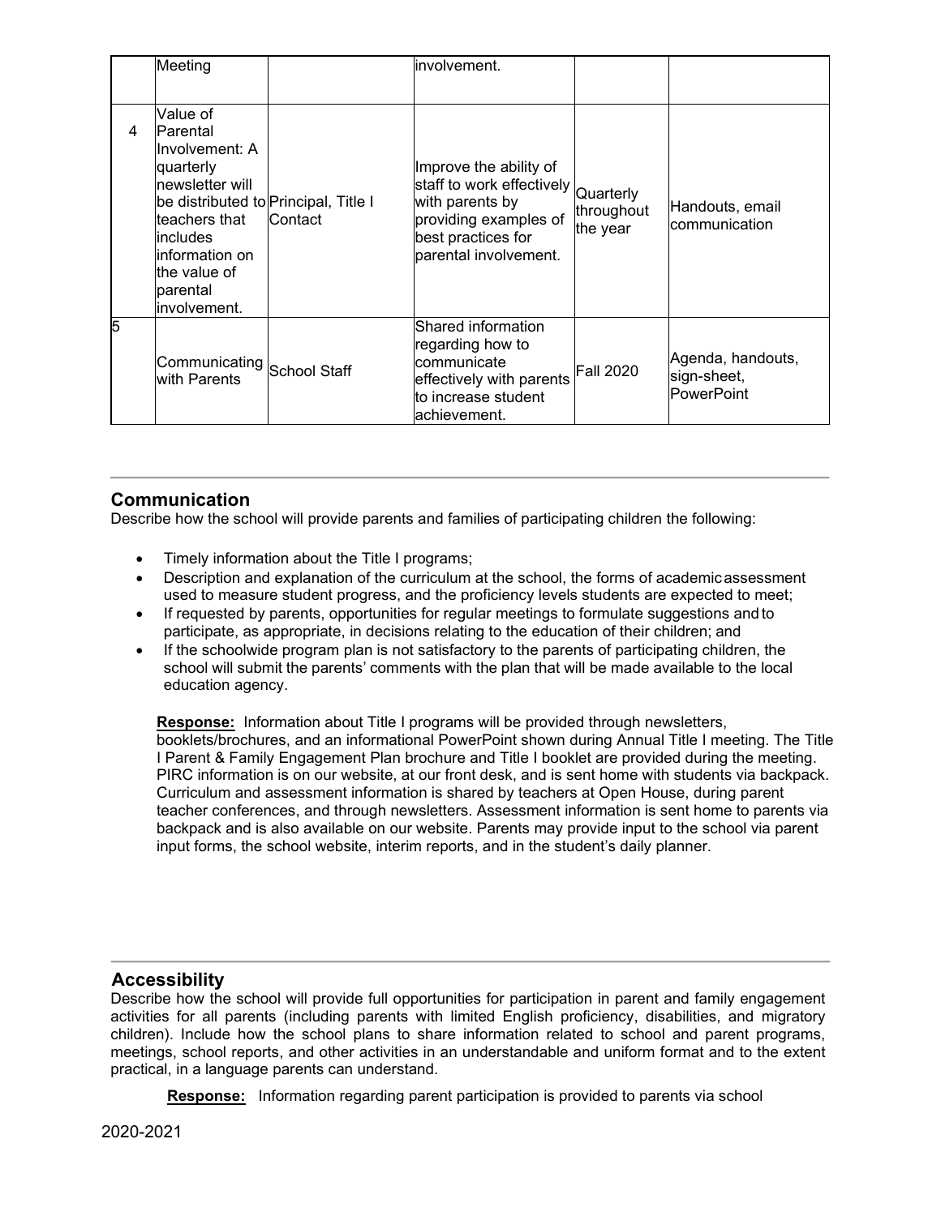| | | | | | |
|---|---|---|---|---|---|
| | Meeting | | involvement. | | |
| 4 | Value of Parental Involvement: A quarterly newsletter will be distributed to teachers that includes information on the value of parental involvement. | Principal, Title I Contact | Improve the ability of staff to work effectively with parents by providing examples of best practices for parental involvement. | Quarterly throughout the year | Handouts, email communication |
| 5 | Communicating with Parents | School Staff | Shared information regarding how to communicate effectively with parents to increase student achievement. | Fall 2020 | Agenda, handouts, sign-sheet, PowerPoint |

## Communication

Describe how the school will provide parents and families of participating children the following:

- Timely information about the Title I programs;
- Description and explanation of the curriculum at the school, the forms of academic assessment used to measure student progress, and the proficiency levels students are expected to meet;
- If requested by parents, opportunities for regular meetings to formulate suggestions and to participate, as appropriate, in decisions relating to the education of their children; and
- If the schoolwide program plan is not satisfactory to the parents of participating children, the school will submit the parents' comments with the plan that will be made available to the local education agency.

**Response:** Information about Title I programs will be provided through newsletters, booklets/brochures, and an informational PowerPoint shown during Annual Title I meeting. The Title I Parent & Family Engagement Plan brochure and Title I booklet are provided during the meeting. PIRC information is on our website, at our front desk, and is sent home with students via backpack. Curriculum and assessment information is shared by teachers at Open House, during parent teacher conferences, and through newsletters. Assessment information is sent home to parents via backpack and is also available on our website. Parents may provide input to the school via parent input forms, the school website, interim reports, and in the student's daily planner.

## Accessibility

Describe how the school will provide full opportunities for participation in parent and family engagement activities for all parents (including parents with limited English proficiency, disabilities, and migratory children). Include how the school plans to share information related to school and parent programs, meetings, school reports, and other activities in an understandable and uniform format and to the extent practical, in a language parents can understand.

**Response:** Information regarding parent participation is provided to parents via school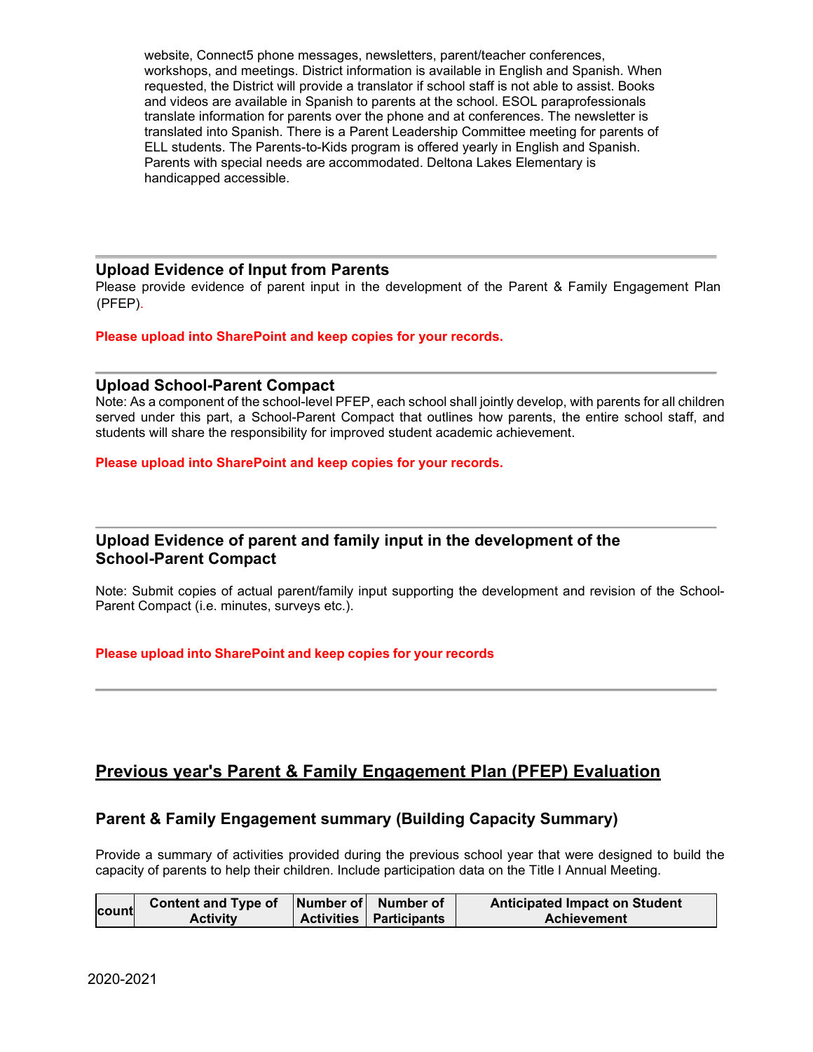website, Connect5 phone messages, newsletters, parent/teacher conferences, workshops, and meetings. District information is available in English and Spanish. When requested, the District will provide a translator if school staff is not able to assist. Books and videos are available in Spanish to parents at the school. ESOL paraprofessionals translate information for parents over the phone and at conferences. The newsletter is translated into Spanish. There is a Parent Leadership Committee meeting for parents of ELL students. The Parents-to-Kids program is offered yearly in English and Spanish. Parents with special needs are accommodated. Deltona Lakes Elementary is handicapped accessible.

### Upload Evidence of Input from Parents

Please provide evidence of parent input in the development of the Parent & Family Engagement Plan (PFEP).

**Please upload into SharePoint and keep copies for your records.**

### Upload School-Parent Compact

Note: As a component of the school-level PFEP, each school shall jointly develop, with parents for all children served under this part, a School-Parent Compact that outlines how parents, the entire school staff, and students will share the responsibility for improved student academic achievement.

**Please upload into SharePoint and keep copies for your records.**

### Upload Evidence of parent and family input in the development of the School-Parent Compact

Note: Submit copies of actual parent/family input supporting the development and revision of the School-Parent Compact (i.e. minutes, surveys etc.).

**Please upload into SharePoint and keep copies for your records**

## Previous year's Parent & Family Engagement Plan (PFEP) Evaluation

### Parent & Family Engagement summary (Building Capacity Summary)

Provide a summary of activities provided during the previous school year that were designed to build the capacity of parents to help their children. Include participation data on the Title I Annual Meeting.

| count | Content and Type of Activity | Number of Activities | Number of Participants | Anticipated Impact on Student Achievement |
|---|---|---|---|---|

2020-2021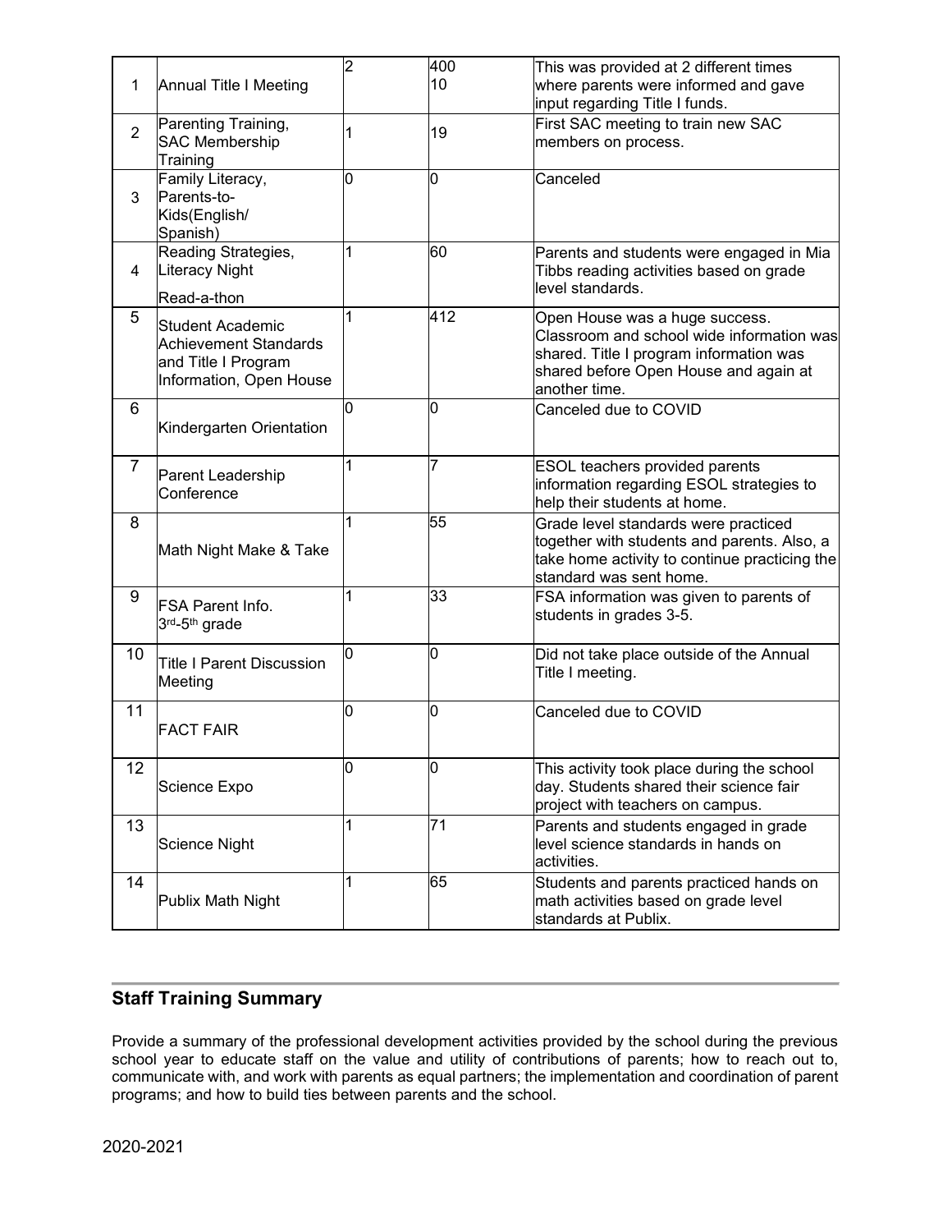| | | | | |
|---|---|---|---|---|
| 1 | Annual Title I Meeting | 2 | 400<br>10 | This was provided at 2 different times where parents were informed and gave input regarding Title I funds. |
| 2 | Parenting Training, SAC Membership Training | 1 | 19 | First SAC meeting to train new SAC members on process. |
| 3 | Family Literacy, Parents-to-Kids(English/ Spanish) | 0 | 0 | Canceled |
| 4 | Reading Strategies, Literacy Night<br>Read-a-thon | 1 | 60 | Parents and students were engaged in Mia Tibbs reading activities based on grade level standards. |
| 5 | Student Academic Achievement Standards and Title I Program Information, Open House | 1 | 412 | Open House was a huge success. Classroom and school wide information was shared. Title I program information was shared before Open House and again at another time. |
| 6 | Kindergarten Orientation | 0 | 0 | Canceled due to COVID |
| 7 | Parent Leadership Conference | 1 | 7 | ESOL teachers provided parents information regarding ESOL strategies to help their students at home. |
| 8 | Math Night Make & Take | 1 | 55 | Grade level standards were practiced together with students and parents. Also, a take home activity to continue practicing the standard was sent home. |
| 9 | FSA Parent Info. 3rd-5th grade | 1 | 33 | FSA information was given to parents of students in grades 3-5. |
| 10 | Title I Parent Discussion Meeting | 0 | 0 | Did not take place outside of the Annual Title I meeting. |
| 11 | FACT FAIR | 0 | 0 | Canceled due to COVID |
| 12 | Science Expo | 0 | 0 | This activity took place during the school day. Students shared their science fair project with teachers on campus. |
| 13 | Science Night | 1 | 71 | Parents and students engaged in grade level science standards in hands on activities. |
| 14 | Publix Math Night | 1 | 65 | Students and parents practiced hands on math activities based on grade level standards at Publix. |

## Staff Training Summary

Provide a summary of the professional development activities provided by the school during the previous school year to educate staff on the value and utility of contributions of parents; how to reach out to, communicate with, and work with parents as equal partners; the implementation and coordination of parent programs; and how to build ties between parents and the school.

2020-2021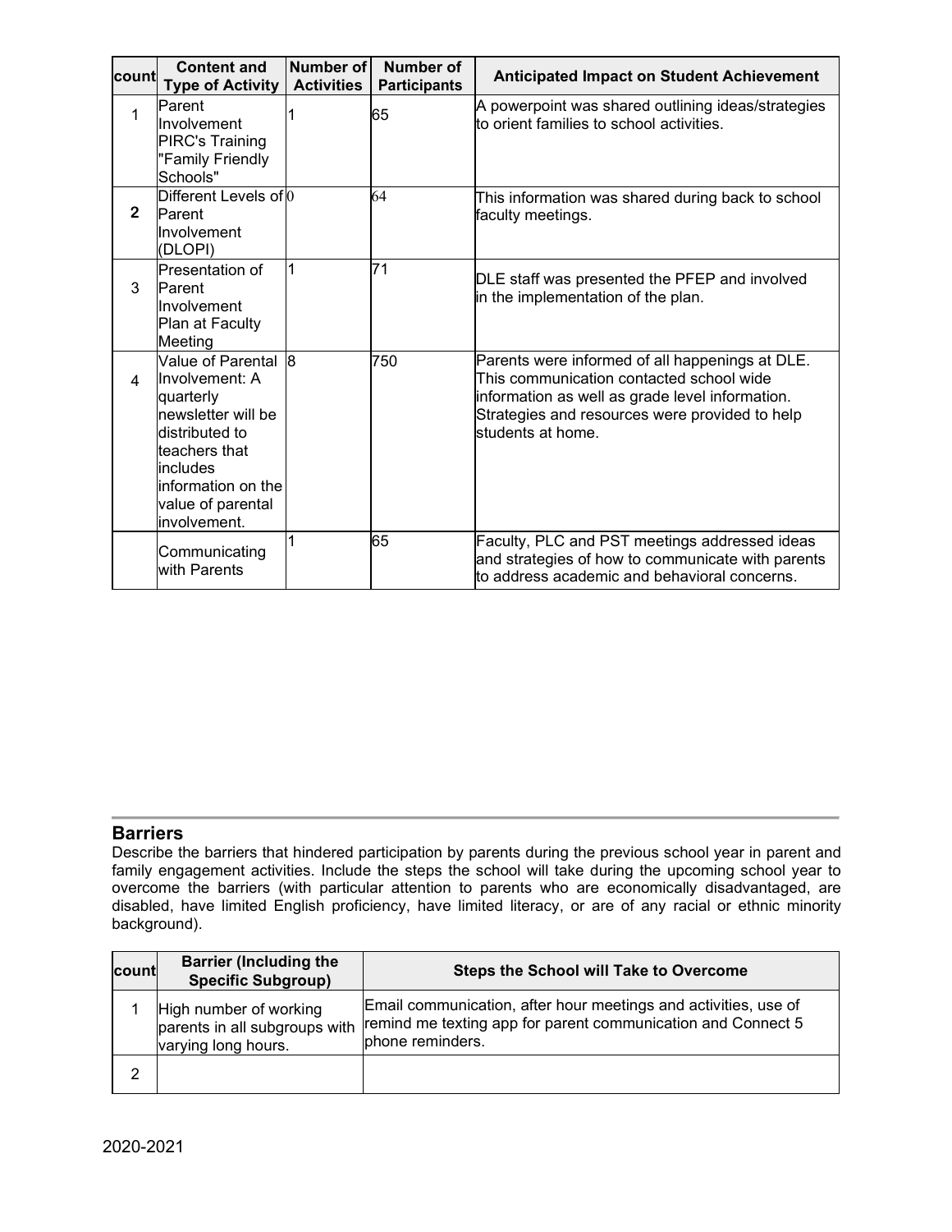| count | Content and Type of Activity | Number of Activities | Number of Participants | Anticipated Impact on Student Achievement |
|---|---|---|---|---|
| 1 | Parent Involvement PIRC's Training "Family Friendly Schools" | 1 | 65 | A powerpoint was shared outlining ideas/strategies to orient families to school activities. |
| **2** | Different Levels of Parent Involvement (DLOPI) | 0 | 64 | This information was shared during back to school faculty meetings. |
| 3 | Presentation of Parent Involvement Plan at Faculty Meeting | 1 | 71 | DLE staff was presented the PFEP and involved in the implementation of the plan. |
| 4 | Value of Parental Involvement: A quarterly newsletter will be distributed to teachers that includes information on the value of parental involvement. | 8 | 750 | Parents were informed of all happenings at DLE. This communication contacted school wide information as well as grade level information. Strategies and resources were provided to help students at home. |
| | Communicating with Parents | 1 | 65 | Faculty, PLC and PST meetings addressed ideas and strategies of how to communicate with parents to address academic and behavioral concerns. |

## Barriers

Describe the barriers that hindered participation by parents during the previous school year in parent and family engagement activities. Include the steps the school will take during the upcoming school year to overcome the barriers (with particular attention to parents who are economically disadvantaged, are disabled, have limited English proficiency, have limited literacy, or are of any racial or ethnic minority background).

| count | Barrier (Including the Specific Subgroup) | Steps the School will Take to Overcome |
|---|---|---|
| 1 | High number of working parents in all subgroups with varying long hours. | Email communication, after hour meetings and activities, use of remind me texting app for parent communication and Connect 5 phone reminders. |
| 2 | | |

2020-2021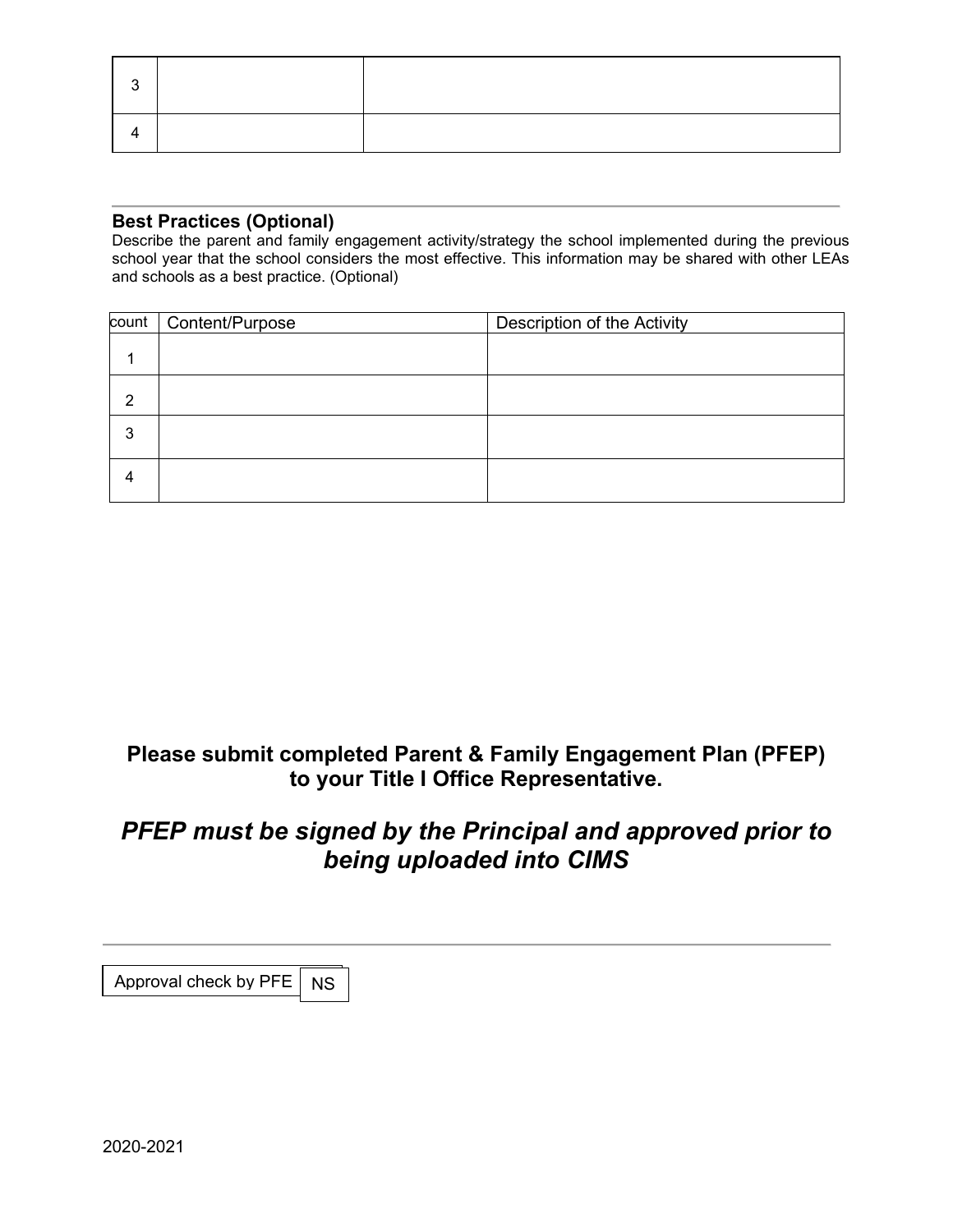| | | |
|---|---|---|
| 3 | | |
| 4 | | |

**Best Practices (Optional)**

Describe the parent and family engagement activity/strategy the school implemented during the previous school year that the school considers the most effective. This information may be shared with other LEAs and schools as a best practice. (Optional)

| count | Content/Purpose | Description of the Activity |
|---|---|---|
| 1 | | |
| 2 | | |
| 3 | | |
| 4 | | |

**Please submit completed Parent & Family Engagement Plan (PFEP) to your Title I Office Representative.**

***PFEP must be signed by the Principal and approved prior to being uploaded into CIMS***

| Approval check by PFE | NS |
|---|---|

2020-2021